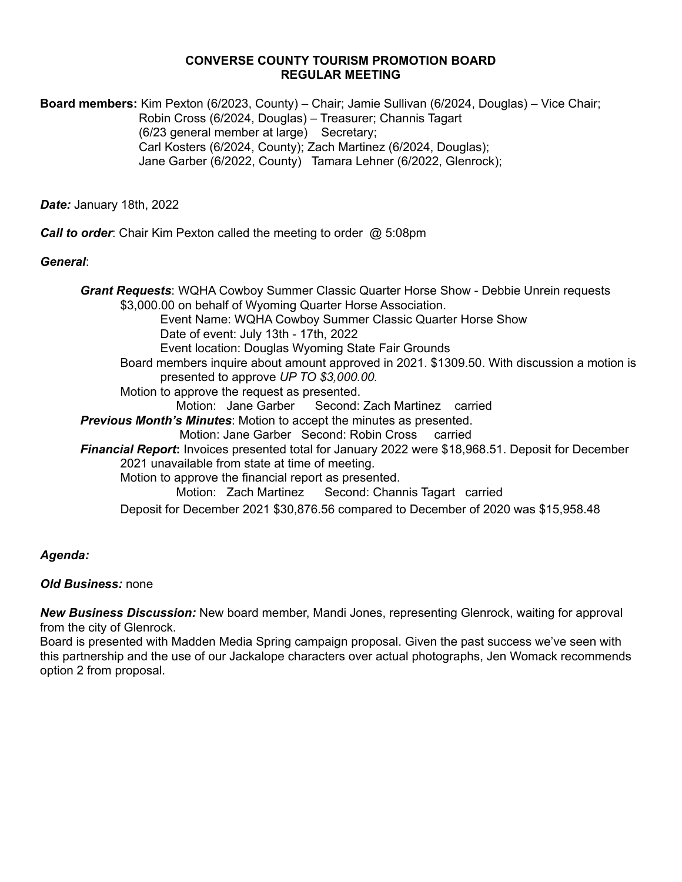**CONVERSE COUNTY TOURISM PROMOTION BOARD**
**REGULAR MEETING**

**Board members:** Kim Pexton (6/2023, County) – Chair; Jamie Sullivan (6/2024, Douglas) – Vice Chair; Robin Cross (6/2024, Douglas) – Treasurer; Channis Tagart (6/23 general member at large) Secretary; Carl Kosters (6/2024, County); Zach Martinez (6/2024, Douglas); Jane Garber (6/2022, County) Tamara Lehner (6/2022, Glenrock);

***Date:*** January 18th, 2022

***Call to order***: Chair Kim Pexton called the meeting to order @ 5:08pm

***General***:

***Grant Requests***: WQHA Cowboy Summer Classic Quarter Horse Show - Debbie Unrein requests $3,000.00 on behalf of Wyoming Quarter Horse Association.

Event Name: WQHA Cowboy Summer Classic Quarter Horse Show
Date of event: July 13th - 17th, 2022
Event location: Douglas Wyoming State Fair Grounds

Board members inquire about amount approved in 2021. $1309.50. With discussion a motion is presented to approve *UP TO $3,000.00.*

Motion to approve the request as presented.

Motion: Jane Garber Second: Zach Martinez carried

***Previous Month's Minutes***: Motion to accept the minutes as presented.

Motion: Jane Garber Second: Robin Cross carried

***Financial Report*:** Invoices presented total for January 2022 were $18,968.51. Deposit for December 2021 unavailable from state at time of meeting.

Motion to approve the financial report as presented.

Motion: Zach Martinez Second: Channis Tagart carried

Deposit for December 2021 $30,876.56 compared to December of 2020 was $15,958.48

***Agenda:***

***Old Business:*** none

***New Business Discussion:*** New board member, Mandi Jones, representing Glenrock, waiting for approval from the city of Glenrock.

Board is presented with Madden Media Spring campaign proposal. Given the past success we've seen with this partnership and the use of our Jackalope characters over actual photographs, Jen Womack recommends option 2 from proposal.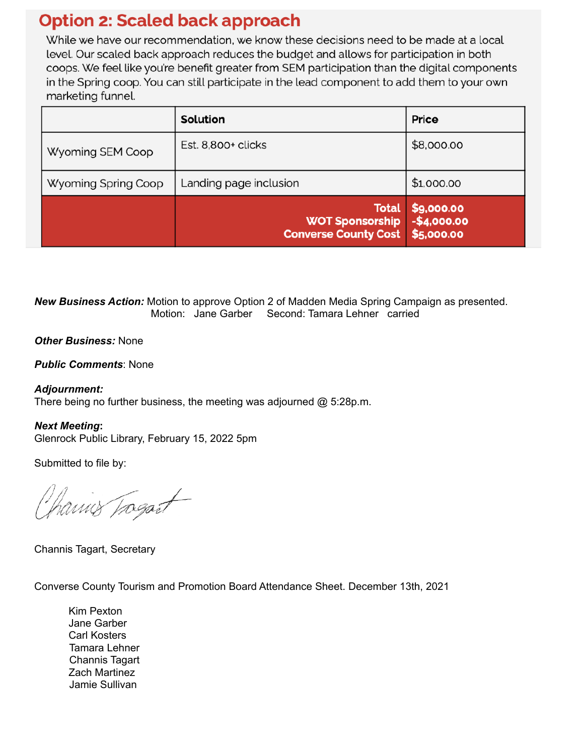## Option 2: Scaled back approach

While we have our recommendation, we know these decisions need to be made at a local level. Our scaled back approach reduces the budget and allows for participation in both coops. We feel like you're benefit greater from SEM participation than the digital components in the Spring coop. You can still participate in the lead component to add them to your own marketing funnel.

| | Solution | Price |
|---|---|---|
| Wyoming SEM Coop | Est. 8,800+ clicks | $8,000.00 |
| Wyoming Spring Coop | Landing page inclusion | $1.000.00 |
| | **Total**<br>**WOT Sponsorship**<br>**Converse County Cost** | **$9,000.00**<br>**-$4,000.00**<br>**$5,000.00** |

***New Business Action:*** Motion to approve Option 2 of Madden Media Spring Campaign as presented.
Motion: Jane Garber Second: Tamara Lehner carried

***Other Business:*** None

***Public Comments***: None

***Adjournment:***
There being no further business, the meeting was adjourned @ 5:28p.m.

***Next Meeting***:
Glenrock Public Library, February 15, 2022 5pm

Submitted to file by:

Channis Tagart

Channis Tagart, Secretary

Converse County Tourism and Promotion Board Attendance Sheet. December 13th, 2021

Kim Pexton
Jane Garber
Carl Kosters
Tamara Lehner
Channis Tagart
Zach Martinez
Jamie Sullivan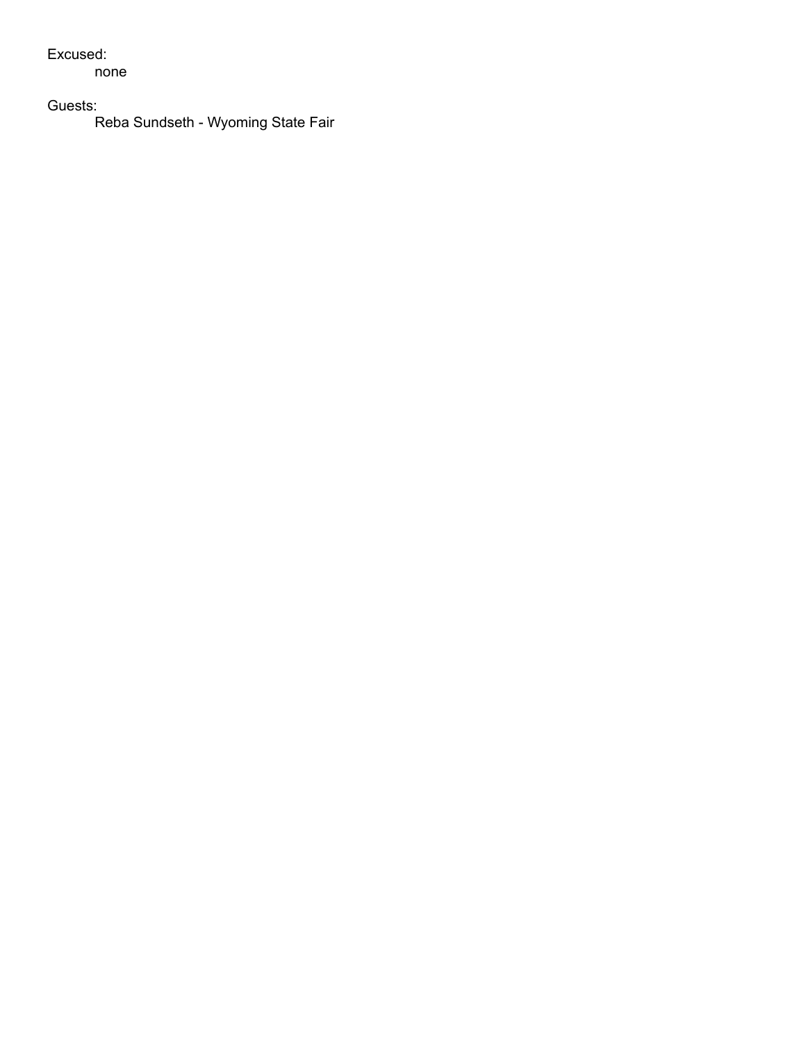Excused:

none

Guests:

Reba Sundseth - Wyoming State Fair